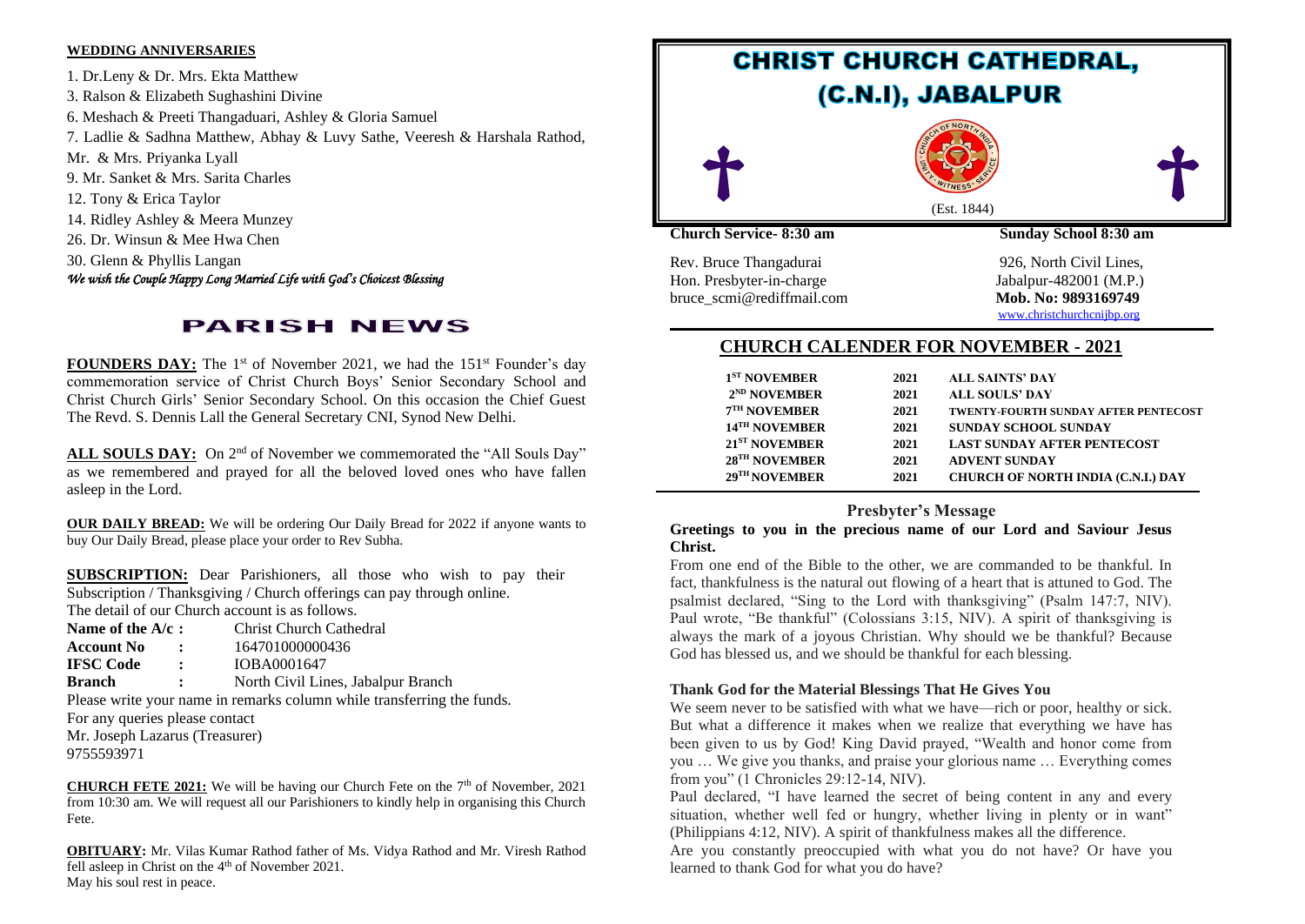**WEDDING ANNIVERSARIES**

1. Dr.Leny & Dr. Mrs. Ekta Matthew
3. Ralson & Elizabeth Sughashini Divine
6. Meshach & Preeti Thangaduari, Ashley & Gloria Samuel
7. Ladlie & Sadhna Matthew, Abhay & Luvy Sathe, Veeresh & Harshala Rathod, Mr. & Mrs. Priyanka Lyall
9. Mr. Sanket & Mrs. Sarita Charles
12. Tony & Erica Taylor
14. Ridley Ashley & Meera Munzey
26. Dr. Winsun & Mee Hwa Chen
30. Glenn & Phyllis Langan

*We wish the Couple Happy Long Married Life with God's Choicest Blessing*

# PARISH NEWS

**FOUNDERS DAY:** The 1st of November 2021, we had the 151st Founder's day commemoration service of Christ Church Boys' Senior Secondary School and Christ Church Girls' Senior Secondary School. On this occasion the Chief Guest The Revd. S. Dennis Lall the General Secretary CNI, Synod New Delhi.

**ALL SOULS DAY:** On 2nd of November we commemorated the "All Souls Day" as we remembered and prayed for all the beloved loved ones who have fallen asleep in the Lord.

**OUR DAILY BREAD:** We will be ordering Our Daily Bread for 2022 if anyone wants to buy Our Daily Bread, please place your order to Rev Subha.

**SUBSCRIPTION:** Dear Parishioners, all those who wish to pay their Subscription / Thanksgiving / Church offerings can pay through online.
The detail of our Church account is as follows.

**Name of the A/c :** Christ Church Cathedral
**Account No :** 164701000000436
**IFSC Code :** IOBA0001647
**Branch :** North Civil Lines, Jabalpur Branch

Please write your name in remarks column while transferring the funds.
For any queries please contact
Mr. Joseph Lazarus (Treasurer)
9755593971

**CHURCH FETE 2021:** We will be having our Church Fete on the 7th of November, 2021 from 10:30 am. We will request all our Parishioners to kindly help in organising this Church Fete.

**OBITUARY:** Mr. Vilas Kumar Rathod father of Ms. Vidya Rathod and Mr. Viresh Rathod fell asleep in Christ on the 4th of November 2021.
May his soul rest in peace.

# CHRIST CHURCH CATHEDRAL, (C.N.I), JABALPUR

(Est. 1844)

**Church Service- 8:30 am** **Sunday School 8:30 am**

Rev. Bruce Thangadurai
Hon. Presbyter-in-charge
bruce_scmi@rediffmail.com

926, North Civil Lines,
Jabalpur-482001 (M.P.)
**Mob. No: 9893169749**
www.christchurchcnijbp.org

## CHURCH CALENDER FOR NOVEMBER - 2021

| | | |
|---|---|---|
| 1ST NOVEMBER | 2021 | ALL SAINTS' DAY |
| 2ND NOVEMBER | 2021 | ALL SOULS' DAY |
| 7TH NOVEMBER | 2021 | TWENTY-FOURTH SUNDAY AFTER PENTECOST |
| 14TH NOVEMBER | 2021 | SUNDAY SCHOOL SUNDAY |
| 21ST NOVEMBER | 2021 | LAST SUNDAY AFTER PENTECOST |
| 28TH NOVEMBER | 2021 | ADVENT SUNDAY |
| 29TH NOVEMBER | 2021 | CHURCH OF NORTH INDIA (C.N.I.) DAY |

## Presbyter's Message

**Greetings to you in the precious name of our Lord and Saviour Jesus Christ.**

From one end of the Bible to the other, we are commanded to be thankful. In fact, thankfulness is the natural out flowing of a heart that is attuned to God. The psalmist declared, "Sing to the Lord with thanksgiving" (Psalm 147:7, NIV). Paul wrote, "Be thankful" (Colossians 3:15, NIV). A spirit of thanksgiving is always the mark of a joyous Christian. Why should we be thankful? Because God has blessed us, and we should be thankful for each blessing.

### Thank God for the Material Blessings That He Gives You

We seem never to be satisfied with what we have—rich or poor, healthy or sick. But what a difference it makes when we realize that everything we have has been given to us by God! King David prayed, "Wealth and honor come from you … We give you thanks, and praise your glorious name … Everything comes from you" (1 Chronicles 29:12-14, NIV).

Paul declared, "I have learned the secret of being content in any and every situation, whether well fed or hungry, whether living in plenty or in want" (Philippians 4:12, NIV). A spirit of thankfulness makes all the difference.

Are you constantly preoccupied with what you do not have? Or have you learned to thank God for what you do have?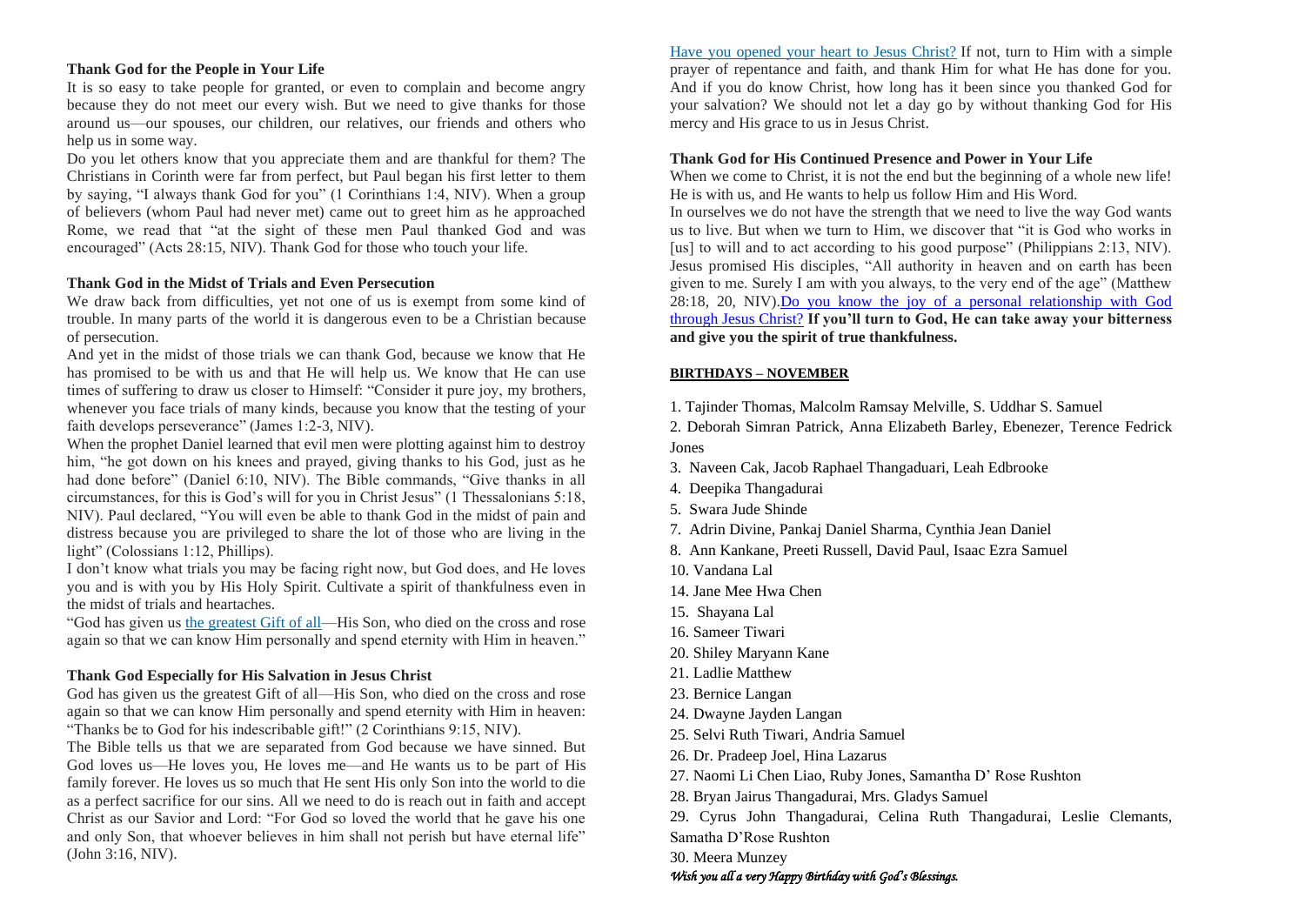### Thank God for the People in Your Life

It is so easy to take people for granted, or even to complain and become angry because they do not meet our every wish. But we need to give thanks for those around us—our spouses, our children, our relatives, our friends and others who help us in some way.

Do you let others know that you appreciate them and are thankful for them? The Christians in Corinth were far from perfect, but Paul began his first letter to them by saying, "I always thank God for you" (1 Corinthians 1:4, NIV). When a group of believers (whom Paul had never met) came out to greet him as he approached Rome, we read that "at the sight of these men Paul thanked God and was encouraged" (Acts 28:15, NIV). Thank God for those who touch your life.

### Thank God in the Midst of Trials and Even Persecution

We draw back from difficulties, yet not one of us is exempt from some kind of trouble. In many parts of the world it is dangerous even to be a Christian because of persecution.

And yet in the midst of those trials we can thank God, because we know that He has promised to be with us and that He will help us. We know that He can use times of suffering to draw us closer to Himself: "Consider it pure joy, my brothers, whenever you face trials of many kinds, because you know that the testing of your faith develops perseverance" (James 1:2-3, NIV).

When the prophet Daniel learned that evil men were plotting against him to destroy him, "he got down on his knees and prayed, giving thanks to his God, just as he had done before" (Daniel 6:10, NIV). The Bible commands, "Give thanks in all circumstances, for this is God's will for you in Christ Jesus" (1 Thessalonians 5:18, NIV). Paul declared, "You will even be able to thank God in the midst of pain and distress because you are privileged to share the lot of those who are living in the light" (Colossians 1:12, Phillips).

I don't know what trials you may be facing right now, but God does, and He loves you and is with you by His Holy Spirit. Cultivate a spirit of thankfulness even in the midst of trials and heartaches.

"God has given us the greatest Gift of all—His Son, who died on the cross and rose again so that we can know Him personally and spend eternity with Him in heaven."

### Thank God Especially for His Salvation in Jesus Christ

God has given us the greatest Gift of all—His Son, who died on the cross and rose again so that we can know Him personally and spend eternity with Him in heaven: "Thanks be to God for his indescribable gift!" (2 Corinthians 9:15, NIV).

The Bible tells us that we are separated from God because we have sinned. But God loves us—He loves you, He loves me—and He wants us to be part of His family forever. He loves us so much that He sent His only Son into the world to die as a perfect sacrifice for our sins. All we need to do is reach out in faith and accept Christ as our Savior and Lord: "For God so loved the world that he gave his one and only Son, that whoever believes in him shall not perish but have eternal life" (John 3:16, NIV).

Have you opened your heart to Jesus Christ? If not, turn to Him with a simple prayer of repentance and faith, and thank Him for what He has done for you. And if you do know Christ, how long has it been since you thanked God for your salvation? We should not let a day go by without thanking God for His mercy and His grace to us in Jesus Christ.

### Thank God for His Continued Presence and Power in Your Life

When we come to Christ, it is not the end but the beginning of a whole new life! He is with us, and He wants to help us follow Him and His Word.

In ourselves we do not have the strength that we need to live the way God wants us to live. But when we turn to Him, we discover that "it is God who works in [us] to will and to act according to his good purpose" (Philippians 2:13, NIV). Jesus promised His disciples, "All authority in heaven and on earth has been given to me. Surely I am with you always, to the very end of the age" (Matthew 28:18, 20, NIV). Do you know the joy of a personal relationship with God through Jesus Christ? **If you'll turn to God, He can take away your bitterness and give you the spirit of true thankfulness.**

### BIRTHDAYS – NOVEMBER

1. Tajinder Thomas, Malcolm Ramsay Melville, S. Uddhar S. Samuel
2. Deborah Simran Patrick, Anna Elizabeth Barley, Ebenezer, Terence Fedrick Jones
3. Naveen Cak, Jacob Raphael Thangaduari, Leah Edbrooke
4. Deepika Thangadurai
5. Swara Jude Shinde
7. Adrin Divine, Pankaj Daniel Sharma, Cynthia Jean Daniel
8. Ann Kankane, Preeti Russell, David Paul, Isaac Ezra Samuel
10. Vandana Lal
14. Jane Mee Hwa Chen
15. Shayana Lal
16. Sameer Tiwari
20. Shiley Maryann Kane
21. Ladlie Matthew
23. Bernice Langan
24. Dwayne Jayden Langan
25. Selvi Ruth Tiwari, Andria Samuel
26. Dr. Pradeep Joel, Hina Lazarus
27. Naomi Li Chen Liao, Ruby Jones, Samantha D' Rose Rushton
28. Bryan Jairus Thangadurai, Mrs. Gladys Samuel
29. Cyrus John Thangadurai, Celina Ruth Thangadurai, Leslie Clemants, Samatha D'Rose Rushton
30. Meera Munzey

*Wish you all a very Happy Birthday with God's Blessings.*